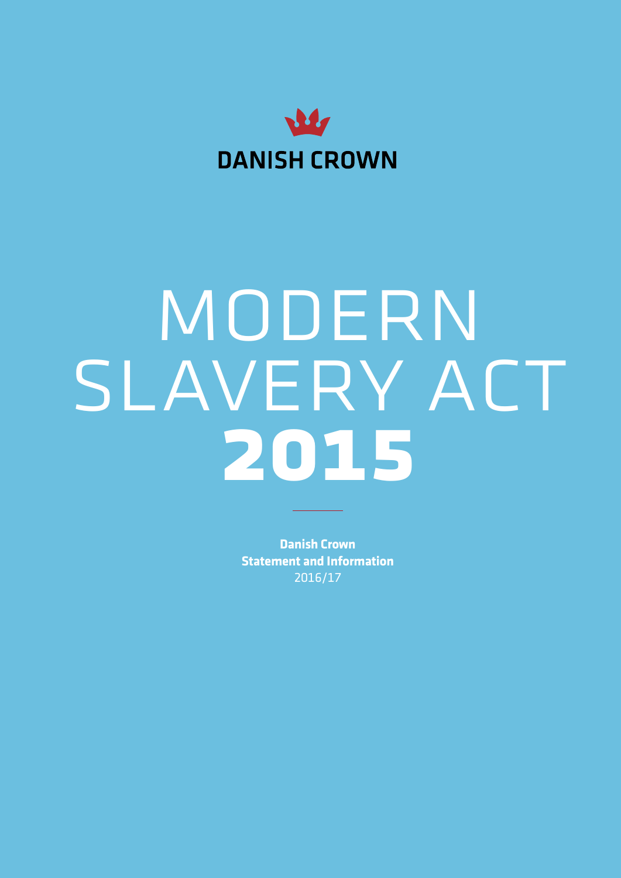DANISH CROWN

# MODERN SLAVERY ACT 2015

**Danish Crown**
**Statement and Information**
2016/17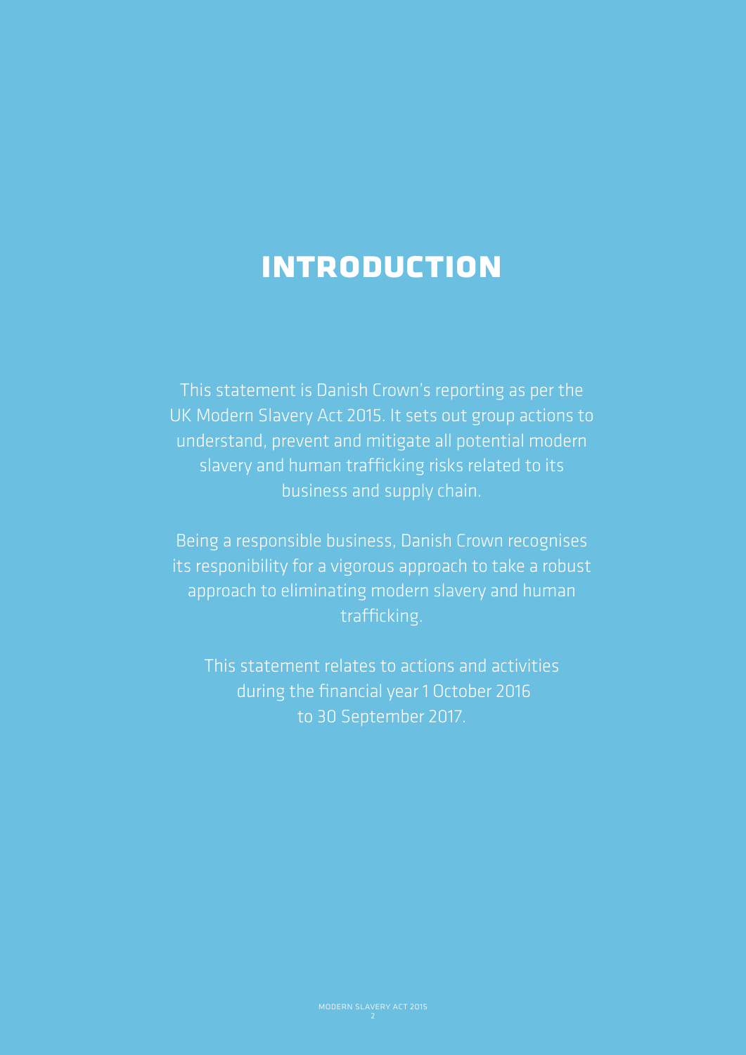# INTRODUCTION

This statement is Danish Crown's reporting as per the UK Modern Slavery Act 2015. It sets out group actions to understand, prevent and mitigate all potential modern slavery and human trafficking risks related to its business and supply chain.

Being a responsible business, Danish Crown recognises its responibility for a vigorous approach to take a robust approach to eliminating modern slavery and human trafficking.

This statement relates to actions and activities during the financial year 1 October 2016 to 30 September 2017.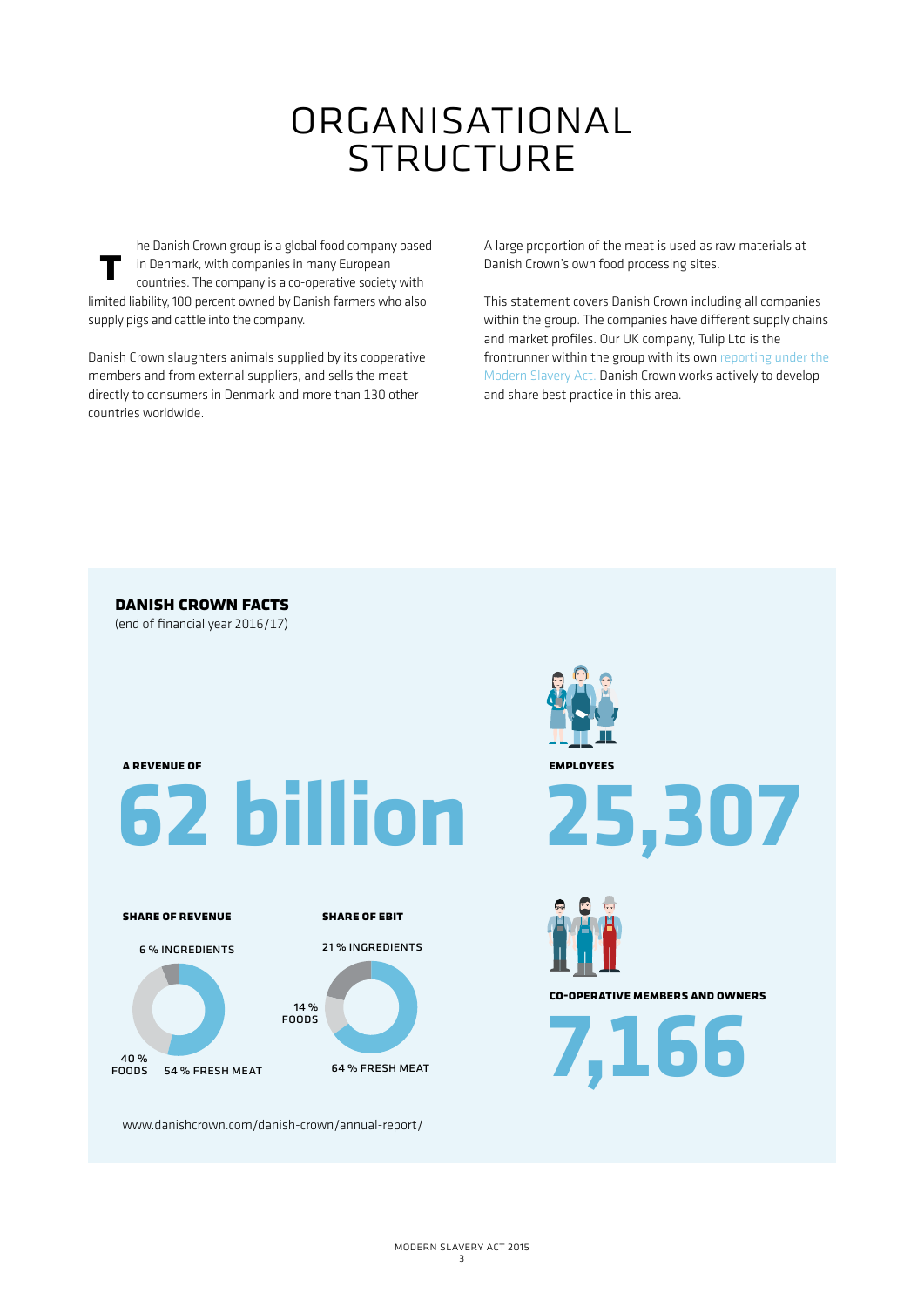# ORGANISATIONAL STRUCTURE

The Danish Crown group is a global food company based in Denmark, with companies in many European countries. The company is a co-operative society with limited liability, 100 percent owned by Danish farmers who also supply pigs and cattle into the company.

Danish Crown slaughters animals supplied by its cooperative members and from external suppliers, and sells the meat directly to consumers in Denmark and more than 130 other countries worldwide.

A large proportion of the meat is used as raw materials at Danish Crown's own food processing sites.

This statement covers Danish Crown including all companies within the group. The companies have different supply chains and market profiles. Our UK company, Tulip Ltd is the frontrunner within the group with its own reporting under the Modern Slavery Act. Danish Crown works actively to develop and share best practice in this area.

## DANISH CROWN FACTS

(end of financial year 2016/17)

**A REVENUE OF**

**62 billion**

**EMPLOYEES**

**25,307**

**SHARE OF REVENUE**

- 6 % INGREDIENTS
- 40 % FOODS
- 54 % FRESH MEAT

**SHARE OF EBIT**

- 21 % INGREDIENTS
- 14 % FOODS
- 64 % FRESH MEAT

**CO-OPERATIVE MEMBERS AND OWNERS**

**7,166**

www.danishcrown.com/danish-crown/annual-report/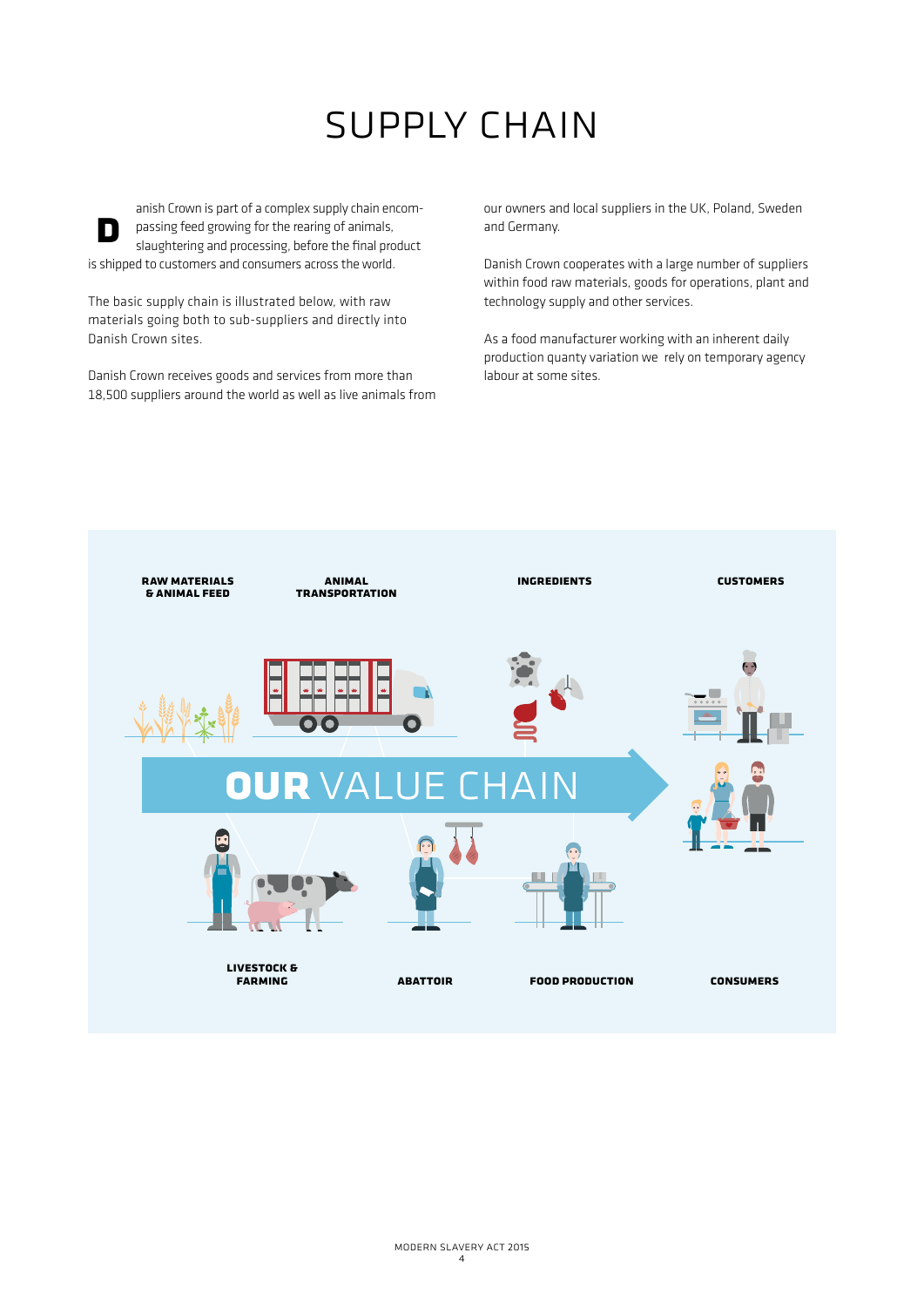# SUPPLY CHAIN

Danish Crown is part of a complex supply chain encompassing feed growing for the rearing of animals, slaughtering and processing, before the final product is shipped to customers and consumers across the world.

The basic supply chain is illustrated below, with raw materials going both to sub-suppliers and directly into Danish Crown sites.

Danish Crown receives goods and services from more than 18,500 suppliers around the world as well as live animals from our owners and local suppliers in the UK, Poland, Sweden and Germany.

Danish Crown cooperates with a large number of suppliers within food raw materials, goods for operations, plant and technology supply and other services.

As a food manufacturer working with an inherent daily production quanty variation we rely on temporary agency labour at some sites.

RAW MATERIALS & ANIMAL FEED

ANIMAL TRANSPORTATION

INGREDIENTS

CUSTOMERS

**OUR** VALUE CHAIN

LIVESTOCK & FARMING

ABATTOIR

FOOD PRODUCTION

CONSUMERS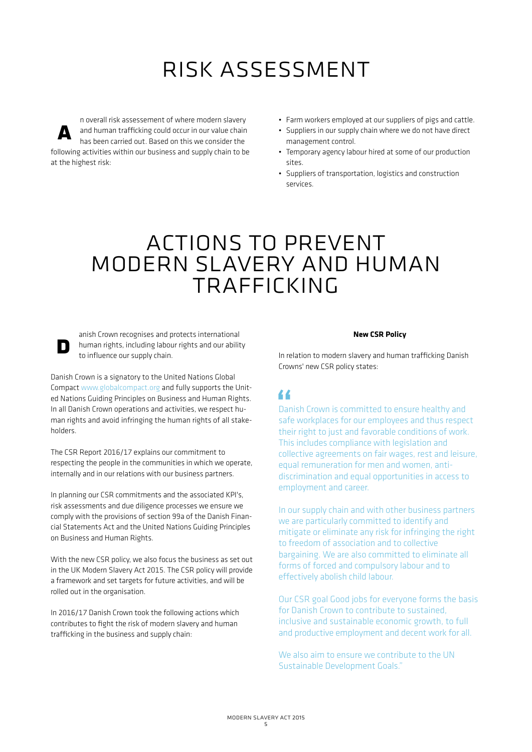# RISK ASSESSMENT

An overall risk assesement of where modern slavery and human trafficking could occur in our value chain has been carried out. Based on this we consider the following activities within our business and supply chain to be at the highest risk:

- Farm workers employed at our suppliers of pigs and cattle.
- Suppliers in our supply chain where we do not have direct management control.
- Temporary agency labour hired at some of our production sites.
- Suppliers of transportation, logistics and construction services.

# ACTIONS TO PREVENT MODERN SLAVERY AND HUMAN TRAFFICKING

Danish Crown recognises and protects international human rights, including labour rights and our ability to influence our supply chain.

Danish Crown is a signatory to the United Nations Global Compact www.globalcompact.org and fully supports the United Nations Guiding Principles on Business and Human Rights. In all Danish Crown operations and activities, we respect human rights and avoid infringing the human rights of all stakeholders.

The CSR Report 2016/17 explains our commitment to respecting the people in the communities in which we operate, internally and in our relations with our business partners.

In planning our CSR commitments and the associated KPI's, risk assessments and due diligence processes we ensure we comply with the provisions of section 99a of the Danish Financial Statements Act and the United Nations Guiding Principles on Business and Human Rights.

With the new CSR policy, we also focus the business as set out in the UK Modern Slavery Act 2015. The CSR policy will provide a framework and set targets for future activities, and will be rolled out in the organisation.

In 2016/17 Danish Crown took the following actions which contributes to fight the risk of modern slavery and human trafficking in the business and supply chain:

**New CSR Policy**

In relation to modern slavery and human trafficking Danish Crowns' new CSR policy states:

"Danish Crown is committed to ensure healthy and safe workplaces for our employees and thus respect their right to just and favorable conditions of work. This includes compliance with legislation and collective agreements on fair wages, rest and leisure, equal remuneration for men and women, anti-discrimination and equal opportunities in access to employment and career.

In our supply chain and with other business partners we are particularly committed to identify and mitigate or eliminate any risk for infringing the right to freedom of association and to collective bargaining. We are also committed to eliminate all forms of forced and compulsory labour and to effectively abolish child labour.

Our CSR goal Good jobs for everyone forms the basis for Danish Crown to contribute to sustained, inclusive and sustainable economic growth, to full and productive employment and decent work for all.

We also aim to ensure we contribute to the UN Sustainable Development Goals."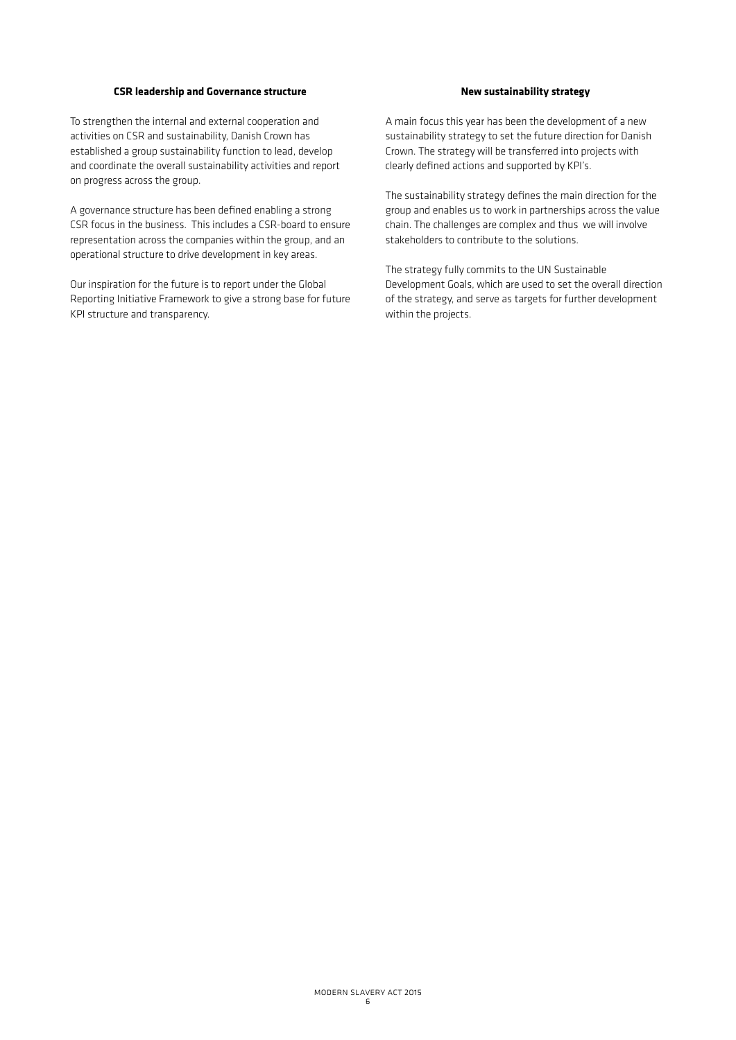### CSR leadership and Governance structure

To strengthen the internal and external cooperation and activities on CSR and sustainability, Danish Crown has established a group sustainability function to lead, develop and coordinate the overall sustainability activities and report on progress across the group.

A governance structure has been defined enabling a strong CSR focus in the business. This includes a CSR-board to ensure representation across the companies within the group, and an operational structure to drive development in key areas.

Our inspiration for the future is to report under the Global Reporting Initiative Framework to give a strong base for future KPI structure and transparency.

### New sustainability strategy

A main focus this year has been the development of a new sustainability strategy to set the future direction for Danish Crown. The strategy will be transferred into projects with clearly defined actions and supported by KPI's.

The sustainability strategy defines the main direction for the group and enables us to work in partnerships across the value chain. The challenges are complex and thus we will involve stakeholders to contribute to the solutions.

The strategy fully commits to the UN Sustainable Development Goals, which are used to set the overall direction of the strategy, and serve as targets for further development within the projects.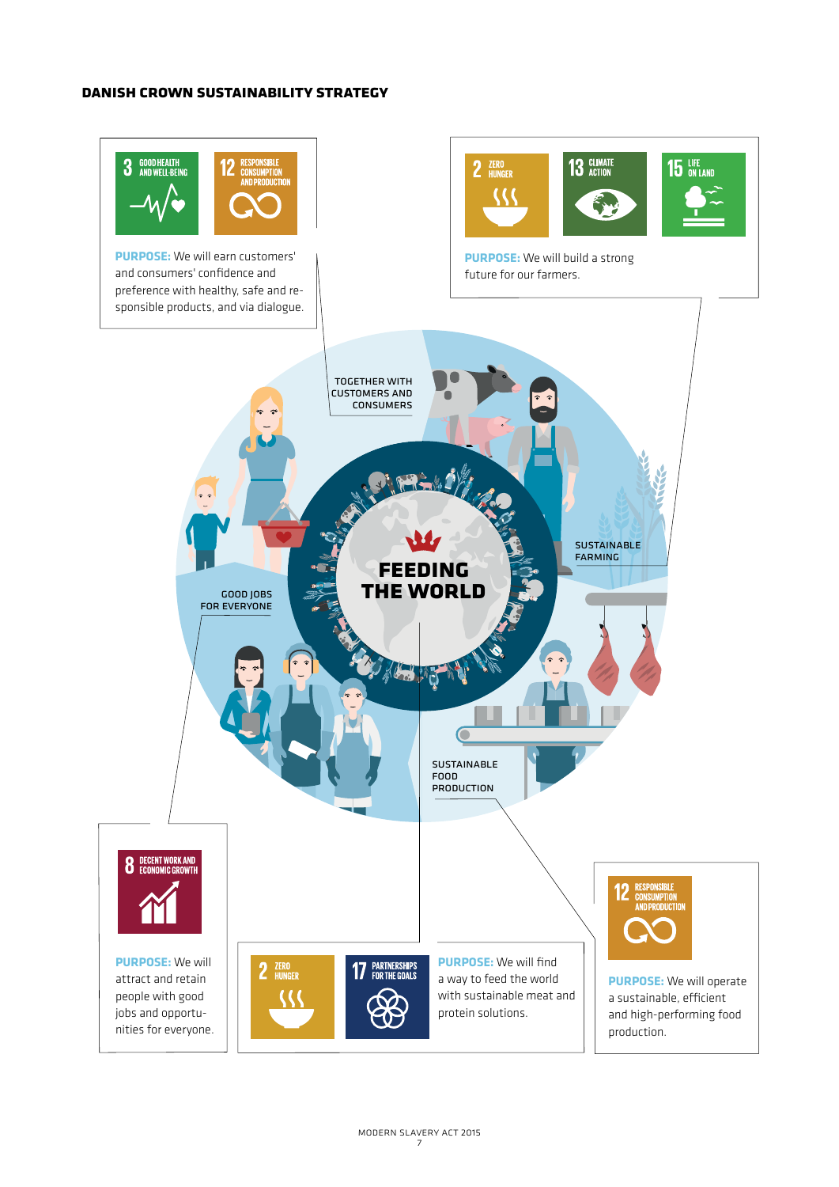## DANISH CROWN SUSTAINABILITY STRATEGY

3 GOOD HEALTH AND WELL-BEING

12 RESPONSIBLE CONSUMPTION AND PRODUCTION

**PURPOSE:** We will earn customers' and consumers' confidence and preference with healthy, safe and responsible products, and via dialogue.

2 ZERO HUNGER

13 CLIMATE ACTION

15 LIFE ON LAND

**PURPOSE:** We will build a strong future for our farmers.

TOGETHER WITH CUSTOMERS AND CONSUMERS

SUSTAINABLE FARMING

GOOD JOBS FOR EVERYONE

FEEDING THE WORLD

SUSTAINABLE FOOD PRODUCTION

8 DECENT WORK AND ECONOMIC GROWTH

**PURPOSE:** We will attract and retain people with good jobs and opportunities for everyone.

2 ZERO HUNGER

17 PARTNERSHIPS FOR THE GOALS

**PURPOSE:** We will find a way to feed the world with sustainable meat and protein solutions.

12 RESPONSIBLE CONSUMPTION AND PRODUCTION

**PURPOSE:** We will operate a sustainable, efficient and high-performing food production.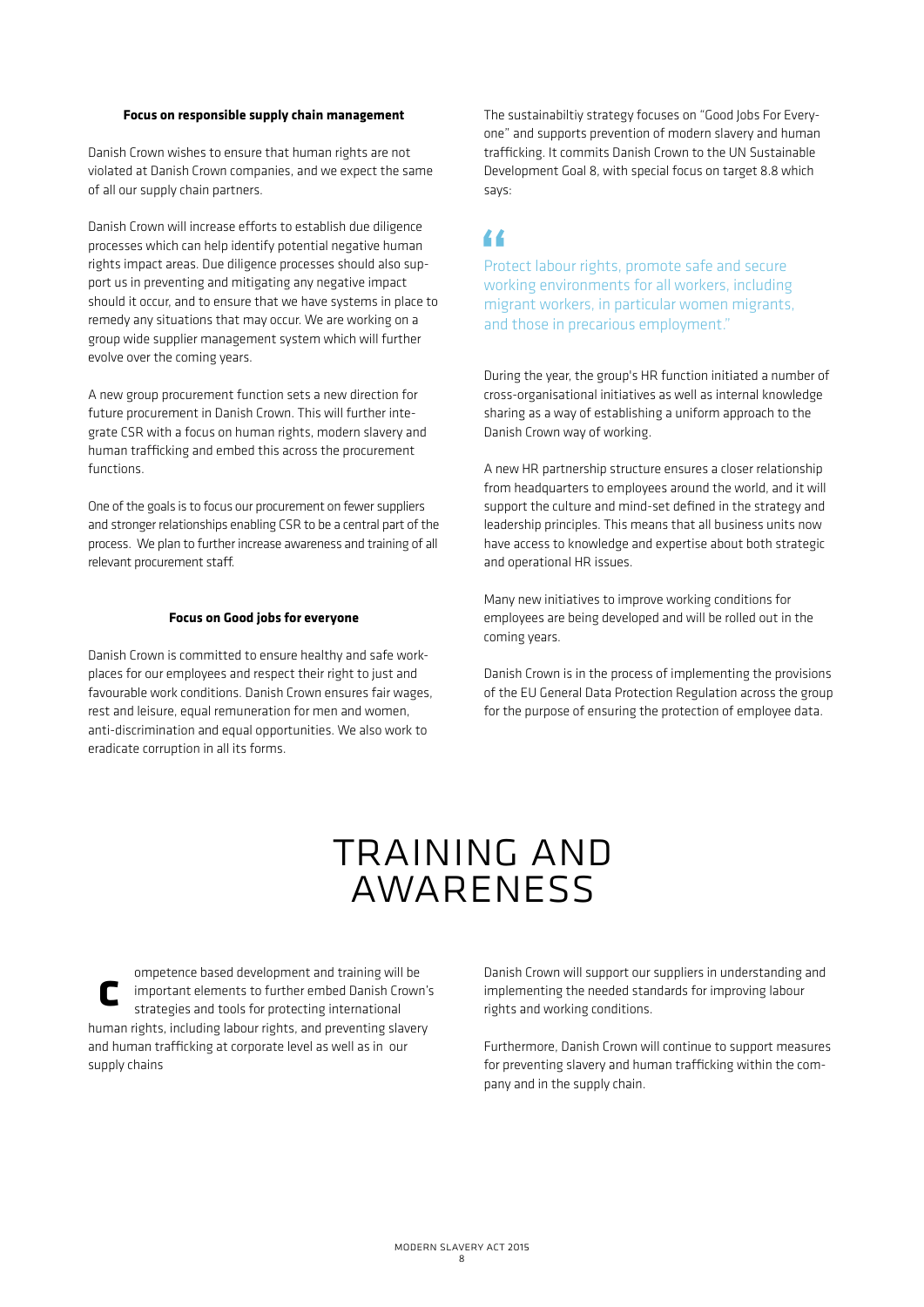**Focus on responsible supply chain management**

Danish Crown wishes to ensure that human rights are not violated at Danish Crown companies, and we expect the same of all our supply chain partners.

Danish Crown will increase efforts to establish due diligence processes which can help identify potential negative human rights impact areas. Due diligence processes should also support us in preventing and mitigating any negative impact should it occur, and to ensure that we have systems in place to remedy any situations that may occur. We are working on a group wide supplier management system which will further evolve over the coming years.

A new group procurement function sets a new direction for future procurement in Danish Crown. This will further integrate CSR with a focus on human rights, modern slavery and human trafficking and embed this across the procurement functions.

One of the goals is to focus our procurement on fewer suppliers and stronger relationships enabling CSR to be a central part of the process. We plan to further increase awareness and training of all relevant procurement staff.

**Focus on Good jobs for everyone**

Danish Crown is committed to ensure healthy and safe workplaces for our employees and respect their right to just and favourable work conditions. Danish Crown ensures fair wages, rest and leisure, equal remuneration for men and women, anti-discrimination and equal opportunities. We also work to eradicate corruption in all its forms.

The sustainabiltiy strategy focuses on "Good Jobs For Everyone" and supports prevention of modern slavery and human trafficking. It commits Danish Crown to the UN Sustainable Development Goal 8, with special focus on target 8.8 which says:

> "Protect labour rights, promote safe and secure working environments for all workers, including migrant workers, in particular women migrants, and those in precarious employment."

During the year, the group's HR function initiated a number of cross-organisational initiatives as well as internal knowledge sharing as a way of establishing a uniform approach to the Danish Crown way of working.

A new HR partnership structure ensures a closer relationship from headquarters to employees around the world, and it will support the culture and mind-set defined in the strategy and leadership principles. This means that all business units now have access to knowledge and expertise about both strategic and operational HR issues.

Many new initiatives to improve working conditions for employees are being developed and will be rolled out in the coming years.

Danish Crown is in the process of implementing the provisions of the EU General Data Protection Regulation across the group for the purpose of ensuring the protection of employee data.

# TRAINING AND AWARENESS

Competence based development and training will be important elements to further embed Danish Crown's strategies and tools for protecting international human rights, including labour rights, and preventing slavery and human trafficking at corporate level as well as in our supply chains

Danish Crown will support our suppliers in understanding and implementing the needed standards for improving labour rights and working conditions.

Furthermore, Danish Crown will continue to support measures for preventing slavery and human trafficking within the company and in the supply chain.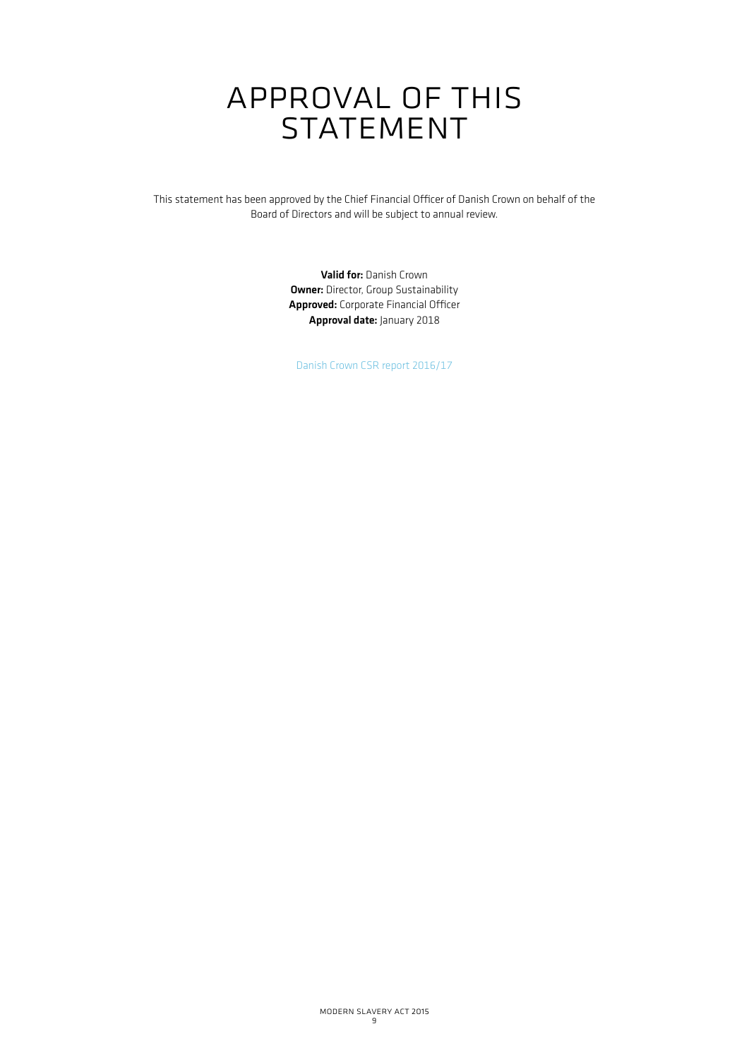# APPROVAL OF THIS STATEMENT

This statement has been approved by the Chief Financial Officer of Danish Crown on behalf of the Board of Directors and will be subject to annual review.

**Valid for:** Danish Crown
**Owner:** Director, Group Sustainability
**Approved:** Corporate Financial Officer
**Approval date:** January 2018

Danish Crown CSR report 2016/17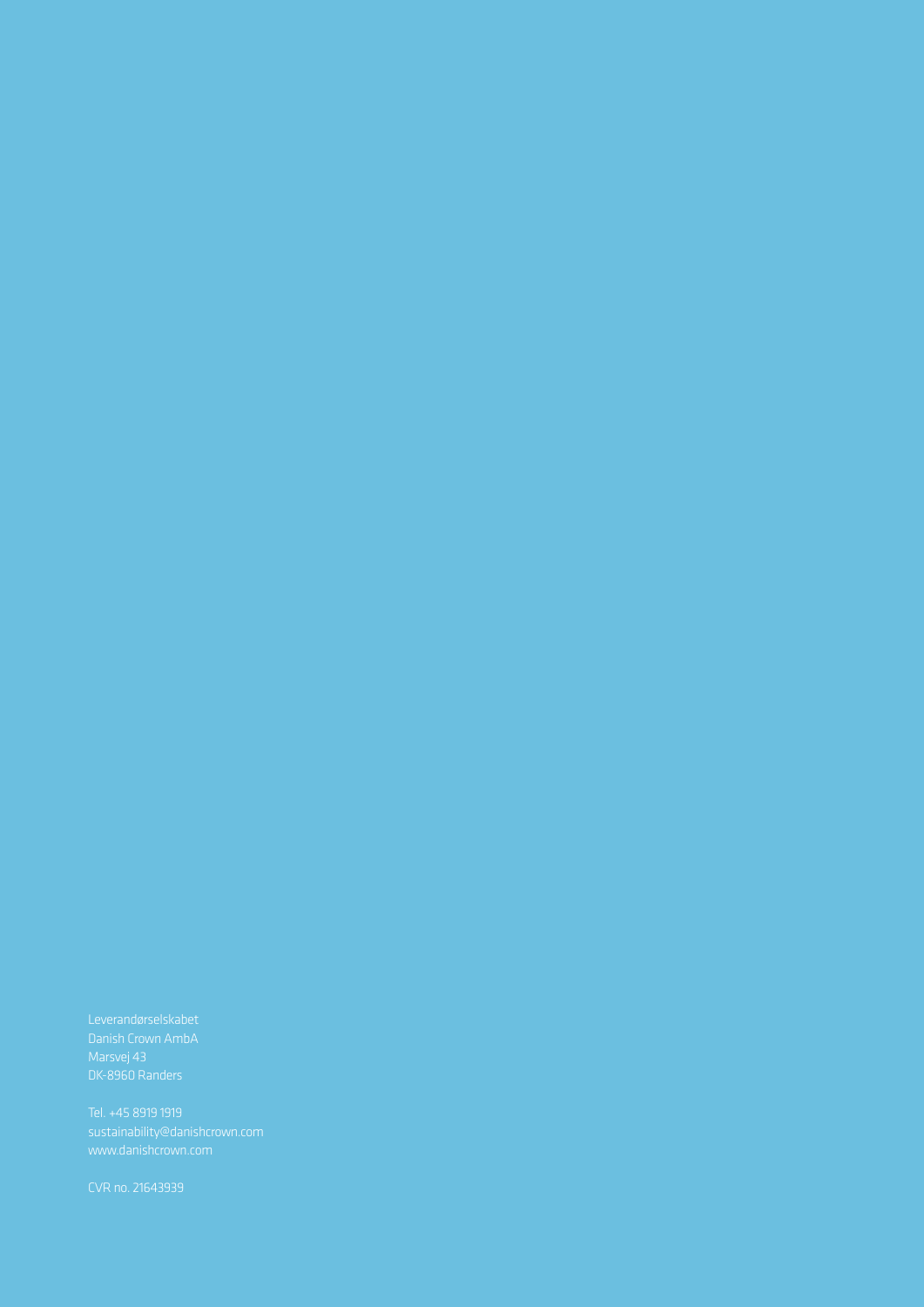Leverandørselskabet
Danish Crown AmbA
Marsvej 43
DK-8960 Randers

Tel. +45 8919 1919
sustainability@danishcrown.com
www.danishcrown.com

CVR no. 21643939